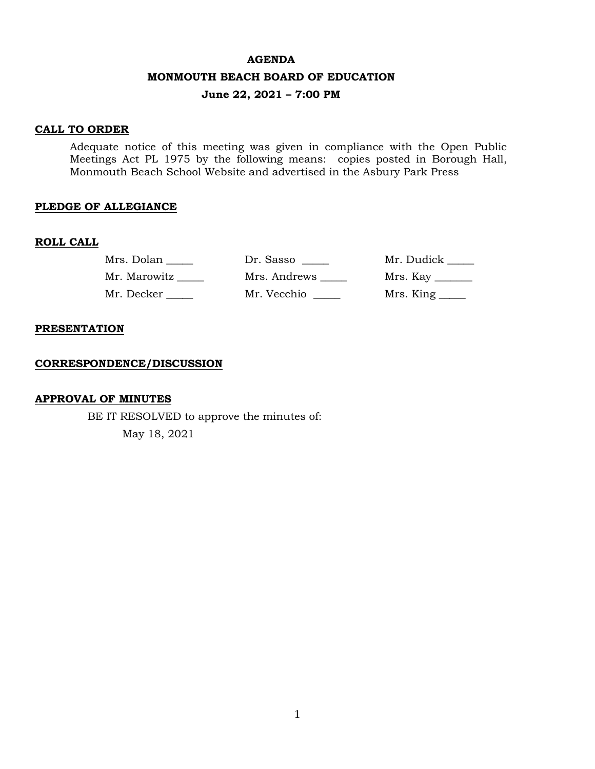# AGENDA

## MONMOUTH BEACH BOARD OF EDUCATION

### June 22, 2021 – 7:00 PM

**CALL TO ORDER**

Adequate notice of this meeting was given in compliance with the Open Public Meetings Act PL 1975 by the following means: copies posted in Borough Hall, Monmouth Beach School Website and advertised in the Asbury Park Press

**PLEDGE OF ALLEGIANCE**

**ROLL CALL**

| | | |
|---|---|---|
| Mrs. Dolan _____ | Dr. Sasso _____ | Mr. Dudick _____ |
| Mr. Marowitz _____ | Mrs. Andrews _____ | Mrs. Kay _______ |
| Mr. Decker _____ | Mr. Vecchio _____ | Mrs. King _____ |

**PRESENTATION**

**CORRESPONDENCE/DISCUSSION**

**APPROVAL OF MINUTES**

BE IT RESOLVED to approve the minutes of:

May 18, 2021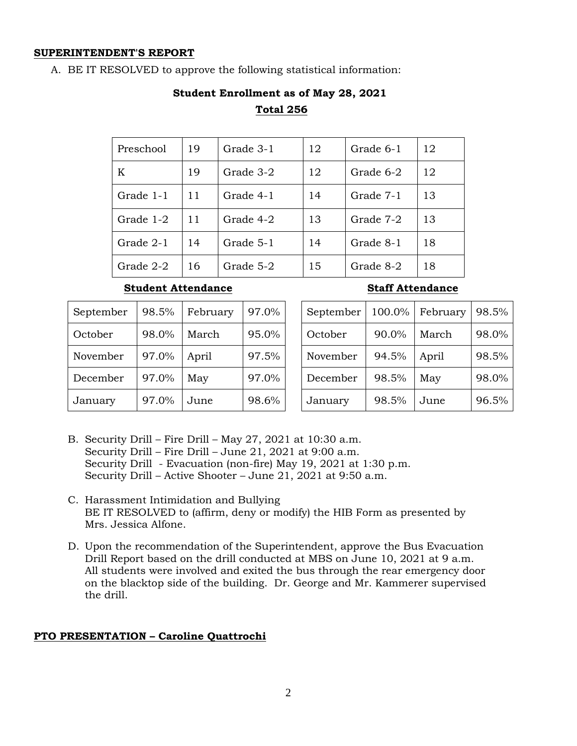**SUPERINTENDENT'S REPORT**

A. BE IT RESOLVED to approve the following statistical information:

**Student Enrollment as of May 28, 2021**

**Total 256**

| Preschool | 19 | Grade 3-1 | 12 | Grade 6-1 | 12 |
|---|---|---|---|---|---|
| K | 19 | Grade 3-2 | 12 | Grade 6-2 | 12 |
| Grade 1-1 | 11 | Grade 4-1 | 14 | Grade 7-1 | 13 |
| Grade 1-2 | 11 | Grade 4-2 | 13 | Grade 7-2 | 13 |
| Grade 2-1 | 14 | Grade 5-1 | 14 | Grade 8-1 | 18 |
| Grade 2-2 | 16 | Grade 5-2 | 15 | Grade 8-2 | 18 |

**Student Attendance**

| September | 98.5% | February | 97.0% |
|---|---|---|---|
| October | 98.0% | March | 95.0% |
| November | 97.0% | April | 97.5% |
| December | 97.0% | May | 97.0% |
| January | 97.0% | June | 98.6% |

**Staff Attendance**

| September | 100.0% | February | 98.5% |
|---|---|---|---|
| October | 90.0% | March | 98.0% |
| November | 94.5% | April | 98.5% |
| December | 98.5% | May | 98.0% |
| January | 98.5% | June | 96.5% |

B. Security Drill – Fire Drill – May 27, 2021 at 10:30 a.m.
Security Drill – Fire Drill – June 21, 2021 at 9:00 a.m.
Security Drill - Evacuation (non-fire) May 19, 2021 at 1:30 p.m.
Security Drill – Active Shooter – June 21, 2021 at 9:50 a.m.

C. Harassment Intimidation and Bullying
BE IT RESOLVED to (affirm, deny or modify) the HIB Form as presented by Mrs. Jessica Alfone.

D. Upon the recommendation of the Superintendent, approve the Bus Evacuation Drill Report based on the drill conducted at MBS on June 10, 2021 at 9 a.m. All students were involved and exited the bus through the rear emergency door on the blacktop side of the building. Dr. George and Mr. Kammerer supervised the drill.

**PTO PRESENTATION – Caroline Quattrochi**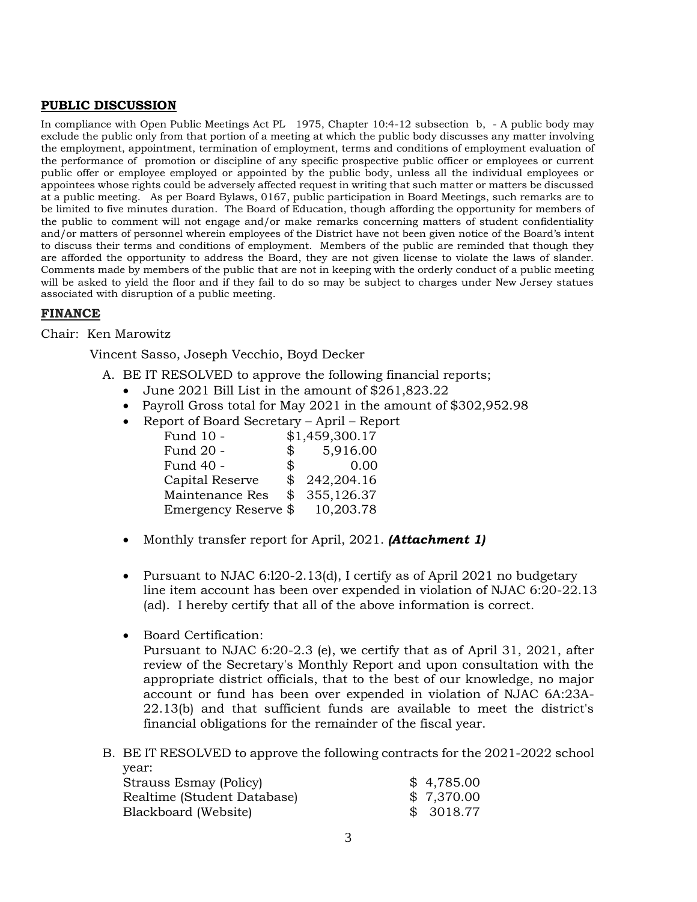## **PUBLIC DISCUSSION**

In compliance with Open Public Meetings Act PL 1975, Chapter 10:4-12 subsection b, - A public body may exclude the public only from that portion of a meeting at which the public body discusses any matter involving the employment, appointment, termination of employment, terms and conditions of employment evaluation of the performance of promotion or discipline of any specific prospective public officer or employees or current public offer or employee employed or appointed by the public body, unless all the individual employees or appointees whose rights could be adversely affected request in writing that such matter or matters be discussed at a public meeting. As per Board Bylaws, 0167, public participation in Board Meetings, such remarks are to be limited to five minutes duration. The Board of Education, though affording the opportunity for members of the public to comment will not engage and/or make remarks concerning matters of student confidentiality and/or matters of personnel wherein employees of the District have not been given notice of the Board's intent to discuss their terms and conditions of employment. Members of the public are reminded that though they are afforded the opportunity to address the Board, they are not given license to violate the laws of slander. Comments made by members of the public that are not in keeping with the orderly conduct of a public meeting will be asked to yield the floor and if they fail to do so may be subject to charges under New Jersey statues associated with disruption of a public meeting.

## **FINANCE**

Chair: Ken Marowitz

Vincent Sasso, Joseph Vecchio, Boyd Decker

A. BE IT RESOLVED to approve the following financial reports;
   - June 2021 Bill List in the amount of $261,823.22
   - Payroll Gross total for May 2021 in the amount of $302,952.98
   - Report of Board Secretary – April – Report

| | |
|---|---|
| Fund 10 - | $1,459,300.17 |
| Fund 20 - | $ 5,916.00 |
| Fund 40 - | $ 0.00 |
| Capital Reserve | $ 242,204.16 |
| Maintenance Res | $ 355,126.37 |
| Emergency Reserve | $ 10,203.78 |

   - Monthly transfer report for April, 2021. ***(Attachment 1)***
   - Pursuant to NJAC 6:l20-2.13(d), I certify as of April 2021 no budgetary line item account has been over expended in violation of NJAC 6:20-22.13 (ad). I hereby certify that all of the above information is correct.
   - Board Certification:
     Pursuant to NJAC 6:20-2.3 (e), we certify that as of April 31, 2021, after review of the Secretary's Monthly Report and upon consultation with the appropriate district officials, that to the best of our knowledge, no major account or fund has been over expended in violation of NJAC 6A:23A-22.13(b) and that sufficient funds are available to meet the district's financial obligations for the remainder of the fiscal year.

B. BE IT RESOLVED to approve the following contracts for the 2021-2022 school year:

| | |
|---|---|
| Strauss Esmay (Policy) | $ 4,785.00 |
| Realtime (Student Database) | $ 7,370.00 |
| Blackboard (Website) | $ 3018.77 |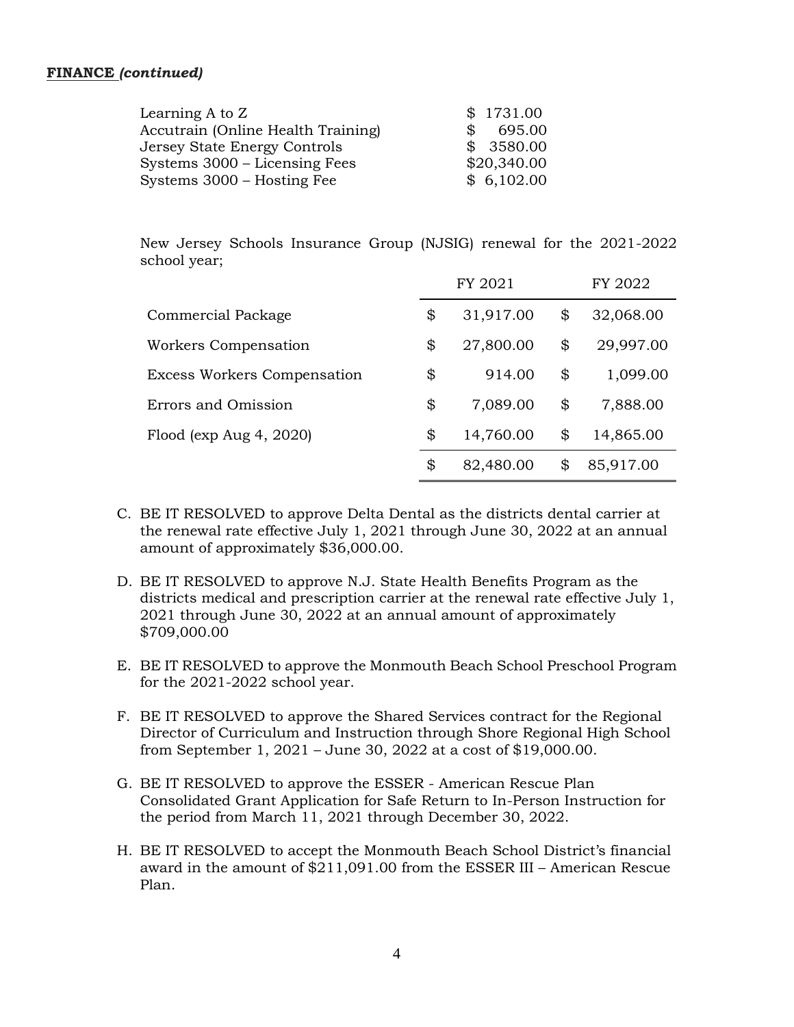**FINANCE** ***(continued)***

| | |
|---|---|
| Learning A to Z | $ 1731.00 |
| Accutrain (Online Health Training) | $ 695.00 |
| Jersey State Energy Controls | $ 3580.00 |
| Systems 3000 – Licensing Fees | $20,340.00 |
| Systems 3000 – Hosting Fee | $ 6,102.00 |

New Jersey Schools Insurance Group (NJSIG) renewal for the 2021-2022 school year;

| | FY 2021 | FY 2022 |
|---|---|---|
| Commercial Package | $ 31,917.00 | $ 32,068.00 |
| Workers Compensation | $ 27,800.00 | $ 29,997.00 |
| Excess Workers Compensation | $ 914.00 | $ 1,099.00 |
| Errors and Omission | $ 7,089.00 | $ 7,888.00 |
| Flood (exp Aug 4, 2020) | $ 14,760.00 | $ 14,865.00 |
| | $ 82,480.00 | $ 85,917.00 |

C. BE IT RESOLVED to approve Delta Dental as the districts dental carrier at the renewal rate effective July 1, 2021 through June 30, 2022 at an annual amount of approximately $36,000.00.

D. BE IT RESOLVED to approve N.J. State Health Benefits Program as the districts medical and prescription carrier at the renewal rate effective July 1, 2021 through June 30, 2022 at an annual amount of approximately $709,000.00

E. BE IT RESOLVED to approve the Monmouth Beach School Preschool Program for the 2021-2022 school year.

F. BE IT RESOLVED to approve the Shared Services contract for the Regional Director of Curriculum and Instruction through Shore Regional High School from September 1, 2021 – June 30, 2022 at a cost of $19,000.00.

G. BE IT RESOLVED to approve the ESSER - American Rescue Plan Consolidated Grant Application for Safe Return to In-Person Instruction for the period from March 11, 2021 through December 30, 2022.

H. BE IT RESOLVED to accept the Monmouth Beach School District's financial award in the amount of $211,091.00 from the ESSER III – American Rescue Plan.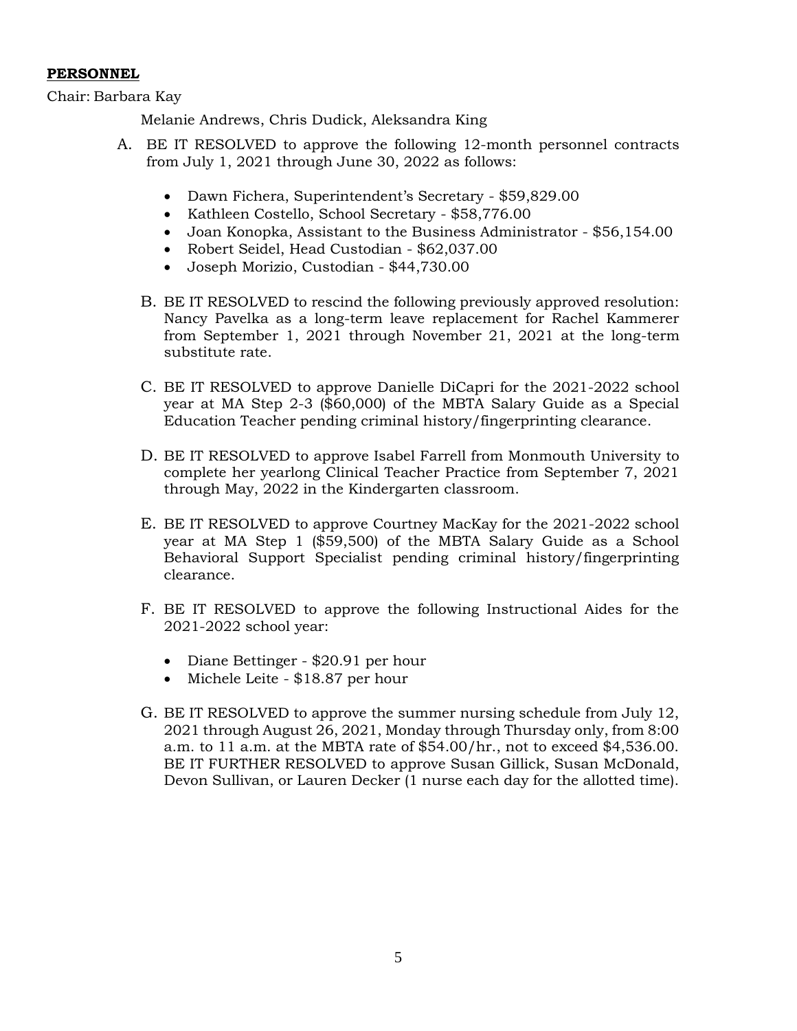**PERSONNEL**

Chair: Barbara Kay

Melanie Andrews, Chris Dudick, Aleksandra King

A. BE IT RESOLVED to approve the following 12-month personnel contracts from July 1, 2021 through June 30, 2022 as follows:

- Dawn Fichera, Superintendent's Secretary - $59,829.00
- Kathleen Costello, School Secretary - $58,776.00
- Joan Konopka, Assistant to the Business Administrator - $56,154.00
- Robert Seidel, Head Custodian - $62,037.00
- Joseph Morizio, Custodian - $44,730.00

B. BE IT RESOLVED to rescind the following previously approved resolution: Nancy Pavelka as a long-term leave replacement for Rachel Kammerer from September 1, 2021 through November 21, 2021 at the long-term substitute rate.

C. BE IT RESOLVED to approve Danielle DiCapri for the 2021-2022 school year at MA Step 2-3 ($60,000) of the MBTA Salary Guide as a Special Education Teacher pending criminal history/fingerprinting clearance.

D. BE IT RESOLVED to approve Isabel Farrell from Monmouth University to complete her yearlong Clinical Teacher Practice from September 7, 2021 through May, 2022 in the Kindergarten classroom.

E. BE IT RESOLVED to approve Courtney MacKay for the 2021-2022 school year at MA Step 1 ($59,500) of the MBTA Salary Guide as a School Behavioral Support Specialist pending criminal history/fingerprinting clearance.

F. BE IT RESOLVED to approve the following Instructional Aides for the 2021-2022 school year:

- Diane Bettinger - $20.91 per hour
- Michele Leite - $18.87 per hour

G. BE IT RESOLVED to approve the summer nursing schedule from July 12, 2021 through August 26, 2021, Monday through Thursday only, from 8:00 a.m. to 11 a.m. at the MBTA rate of $54.00/hr., not to exceed $4,536.00. BE IT FURTHER RESOLVED to approve Susan Gillick, Susan McDonald, Devon Sullivan, or Lauren Decker (1 nurse each day for the allotted time).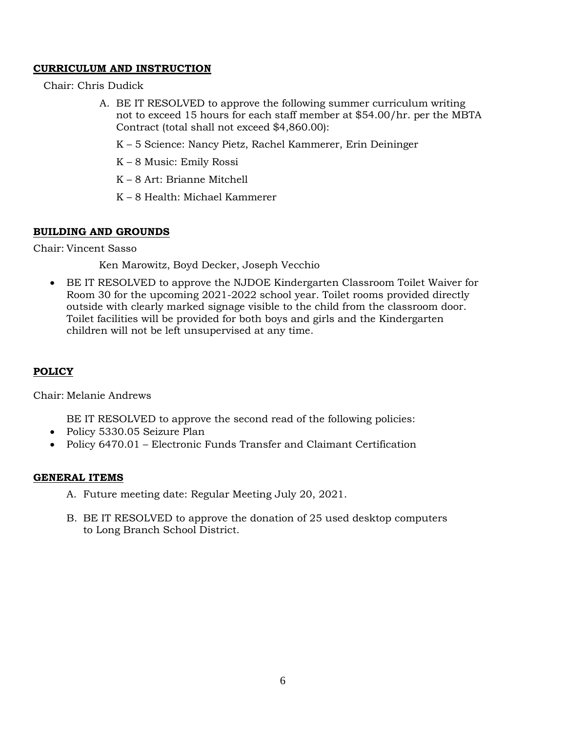## CURRICULUM AND INSTRUCTION

Chair: Chris Dudick

A. BE IT RESOLVED to approve the following summer curriculum writing not to exceed 15 hours for each staff member at $54.00/hr. per the MBTA Contract (total shall not exceed $4,860.00):

   K – 5 Science: Nancy Pietz, Rachel Kammerer, Erin Deininger

   K – 8 Music: Emily Rossi

   K – 8 Art: Brianne Mitchell

   K – 8 Health: Michael Kammerer

## BUILDING AND GROUNDS

Chair: Vincent Sasso

Ken Marowitz, Boyd Decker, Joseph Vecchio

- BE IT RESOLVED to approve the NJDOE Kindergarten Classroom Toilet Waiver for Room 30 for the upcoming 2021-2022 school year. Toilet rooms provided directly outside with clearly marked signage visible to the child from the classroom door. Toilet facilities will be provided for both boys and girls and the Kindergarten children will not be left unsupervised at any time.

## POLICY

Chair: Melanie Andrews

BE IT RESOLVED to approve the second read of the following policies:

- Policy 5330.05 Seizure Plan
- Policy 6470.01 – Electronic Funds Transfer and Claimant Certification

## GENERAL ITEMS

A. Future meeting date: Regular Meeting July 20, 2021.

B. BE IT RESOLVED to approve the donation of 25 used desktop computers to Long Branch School District.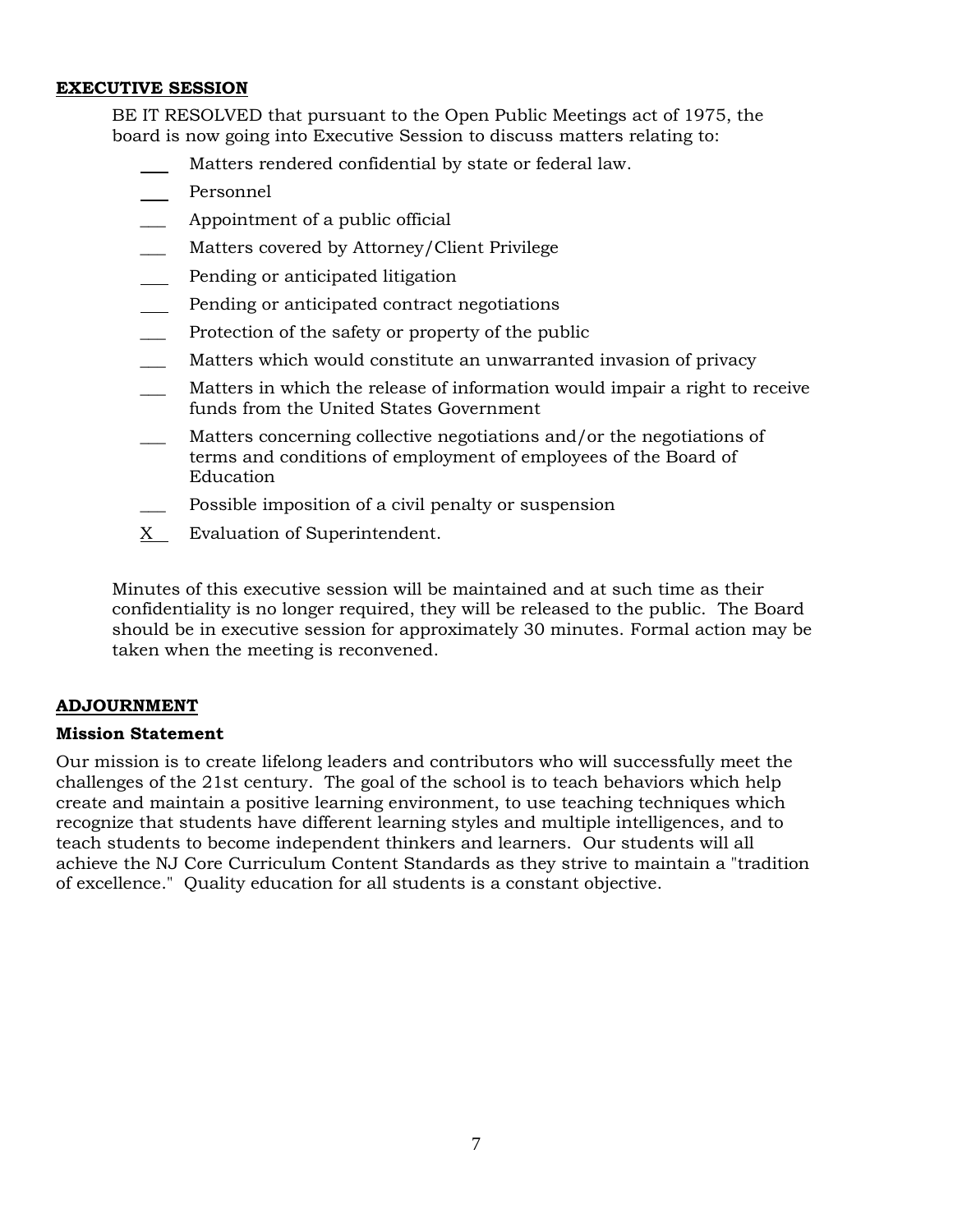**EXECUTIVE SESSION**

BE IT RESOLVED that pursuant to the Open Public Meetings act of 1975, the board is now going into Executive Session to discuss matters relating to:

- ___ Matters rendered confidential by state or federal law.
- ___ Personnel
- ___ Appointment of a public official
- ___ Matters covered by Attorney/Client Privilege
- ___ Pending or anticipated litigation
- ___ Pending or anticipated contract negotiations
- ___ Protection of the safety or property of the public
- ___ Matters which would constitute an unwarranted invasion of privacy
- ___ Matters in which the release of information would impair a right to receive funds from the United States Government
- ___ Matters concerning collective negotiations and/or the negotiations of terms and conditions of employment of employees of the Board of Education
- ___ Possible imposition of a civil penalty or suspension
- X Evaluation of Superintendent.

Minutes of this executive session will be maintained and at such time as their confidentiality is no longer required, they will be released to the public. The Board should be in executive session for approximately 30 minutes. Formal action may be taken when the meeting is reconvened.

**ADJOURNMENT**

**Mission Statement**

Our mission is to create lifelong leaders and contributors who will successfully meet the challenges of the 21st century. The goal of the school is to teach behaviors which help create and maintain a positive learning environment, to use teaching techniques which recognize that students have different learning styles and multiple intelligences, and to teach students to become independent thinkers and learners. Our students will all achieve the NJ Core Curriculum Content Standards as they strive to maintain a "tradition of excellence." Quality education for all students is a constant objective.